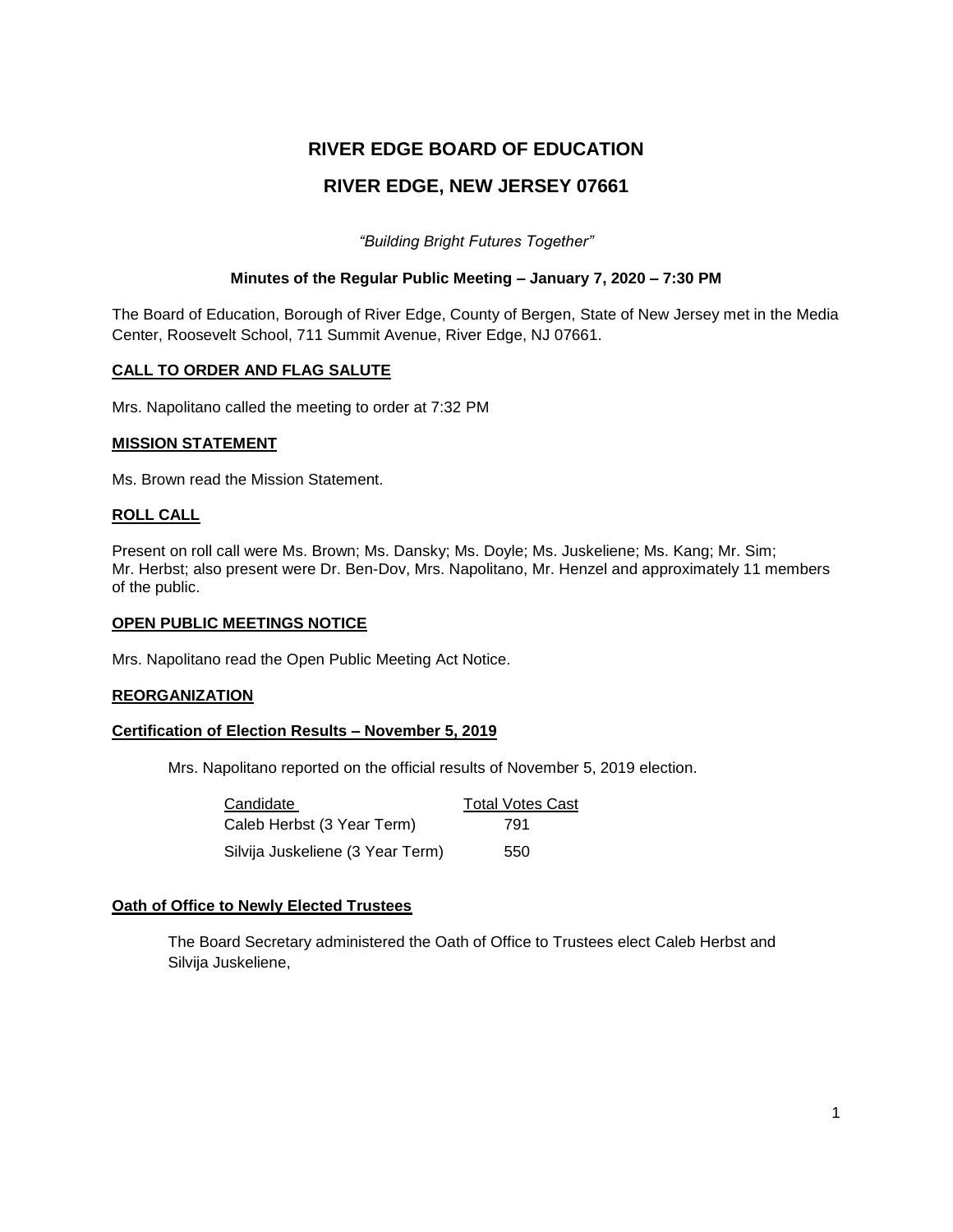# RIVER EDGE BOARD OF EDUCATION

# RIVER EDGE, NEW JERSEY 07661

*"Building Bright Futures Together"*

**Minutes of the Regular Public Meeting – January 7, 2020 – 7:30 PM**

The Board of Education, Borough of River Edge, County of Bergen, State of New Jersey met in the Media Center, Roosevelt School, 711 Summit Avenue, River Edge, NJ 07661.

## CALL TO ORDER AND FLAG SALUTE

Mrs. Napolitano called the meeting to order at 7:32 PM

## MISSION STATEMENT

Ms. Brown read the Mission Statement.

## ROLL CALL

Present on roll call were Ms. Brown; Ms. Dansky; Ms. Doyle; Ms. Juskeliene; Ms. Kang; Mr. Sim; Mr. Herbst; also present were Dr. Ben-Dov, Mrs. Napolitano, Mr. Henzel and approximately 11 members of the public.

## OPEN PUBLIC MEETINGS NOTICE

Mrs. Napolitano read the Open Public Meeting Act Notice.

## REORGANIZATION

### Certification of Election Results – November 5, 2019

Mrs. Napolitano reported on the official results of November 5, 2019 election.

| Candidate | Total Votes Cast |
|---|---|
| Caleb Herbst (3 Year Term) | 791 |
| Silvija Juskeliene (3 Year Term) | 550 |

### Oath of Office to Newly Elected Trustees

The Board Secretary administered the Oath of Office to Trustees elect Caleb Herbst and Silvija Juskeliene,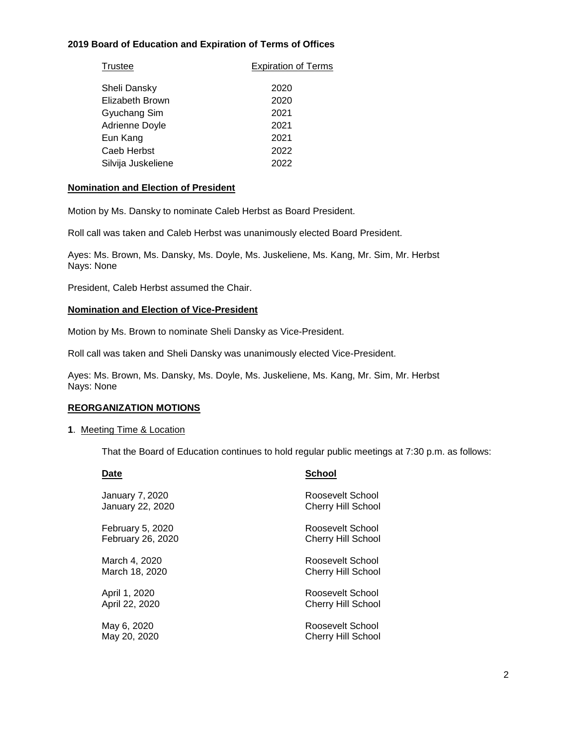**2019 Board of Education and Expiration of Terms of Offices**

| Trustee | Expiration of Terms |
|---|---|
| Sheli Dansky | 2020 |
| Elizabeth Brown | 2020 |
| Gyuchang Sim | 2021 |
| Adrienne Doyle | 2021 |
| Eun Kang | 2021 |
| Caeb Herbst | 2022 |
| Silvija Juskeliene | 2022 |

**Nomination and Election of President**

Motion by Ms. Dansky to nominate Caleb Herbst as Board President.

Roll call was taken and Caleb Herbst was unanimously elected Board President.

Ayes: Ms. Brown, Ms. Dansky, Ms. Doyle, Ms. Juskeliene, Ms. Kang, Mr. Sim, Mr. Herbst
Nays: None

President, Caleb Herbst assumed the Chair.

**Nomination and Election of Vice-President**

Motion by Ms. Brown to nominate Sheli Dansky as Vice-President.

Roll call was taken and Sheli Dansky was unanimously elected Vice-President.

Ayes: Ms. Brown, Ms. Dansky, Ms. Doyle, Ms. Juskeliene, Ms. Kang, Mr. Sim, Mr. Herbst
Nays: None

**REORGANIZATION MOTIONS**

**1**. Meeting Time & Location

That the Board of Education continues to hold regular public meetings at 7:30 p.m. as follows:

| **Date** | **School** |
|---|---|
| January 7, 2020 | Roosevelt School |
| January 22, 2020 | Cherry Hill School |
| February 5, 2020 | Roosevelt School |
| February 26, 2020 | Cherry Hill School |
| March 4, 2020 | Roosevelt School |
| March 18, 2020 | Cherry Hill School |
| April 1, 2020 | Roosevelt School |
| April 22, 2020 | Cherry Hill School |
| May 6, 2020 | Roosevelt School |
| May 20, 2020 | Cherry Hill School |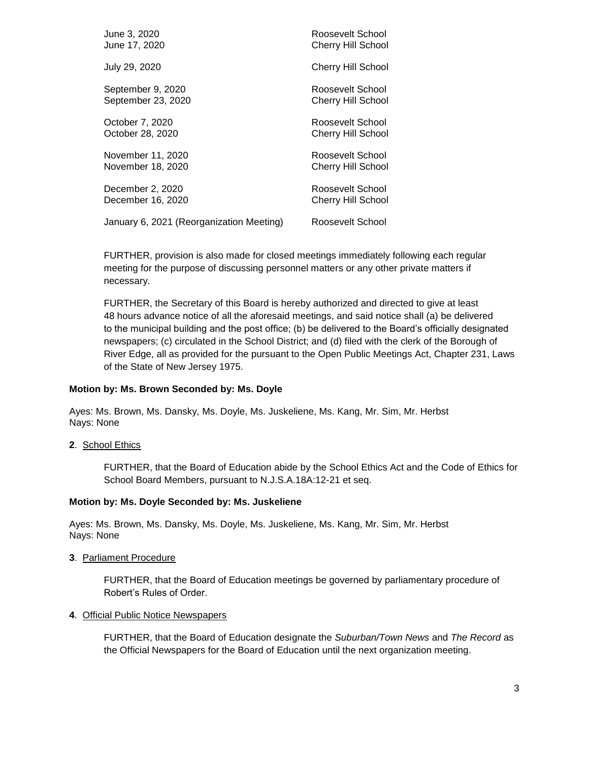| | |
|---|---|
| June 3, 2020 | Roosevelt School |
| June 17, 2020 | Cherry Hill School |
| July 29, 2020 | Cherry Hill School |
| September 9, 2020 | Roosevelt School |
| September 23, 2020 | Cherry Hill School |
| October 7, 2020 | Roosevelt School |
| October 28, 2020 | Cherry Hill School |
| November 11, 2020 | Roosevelt School |
| November 18, 2020 | Cherry Hill School |
| December 2, 2020 | Roosevelt School |
| December 16, 2020 | Cherry Hill School |
| January 6, 2021 (Reorganization Meeting) | Roosevelt School |

FURTHER, provision is also made for closed meetings immediately following each regular meeting for the purpose of discussing personnel matters or any other private matters if necessary.

FURTHER, the Secretary of this Board is hereby authorized and directed to give at least 48 hours advance notice of all the aforesaid meetings, and said notice shall (a) be delivered to the municipal building and the post office; (b) be delivered to the Board's officially designated newspapers; (c) circulated in the School District; and (d) filed with the clerk of the Borough of River Edge, all as provided for the pursuant to the Open Public Meetings Act, Chapter 231, Laws of the State of New Jersey 1975.

**Motion by: Ms. Brown Seconded by: Ms. Doyle**

Ayes: Ms. Brown, Ms. Dansky, Ms. Doyle, Ms. Juskeliene, Ms. Kang, Mr. Sim, Mr. Herbst
Nays: None

**2**. School Ethics

FURTHER, that the Board of Education abide by the School Ethics Act and the Code of Ethics for School Board Members, pursuant to N.J.S.A.18A:12-21 et seq.

**Motion by: Ms. Doyle Seconded by: Ms. Juskeliene**

Ayes: Ms. Brown, Ms. Dansky, Ms. Doyle, Ms. Juskeliene, Ms. Kang, Mr. Sim, Mr. Herbst
Nays: None

**3**. Parliament Procedure

FURTHER, that the Board of Education meetings be governed by parliamentary procedure of Robert's Rules of Order.

**4**. Official Public Notice Newspapers

FURTHER, that the Board of Education designate the *Suburban/Town News* and *The Record* as the Official Newspapers for the Board of Education until the next organization meeting.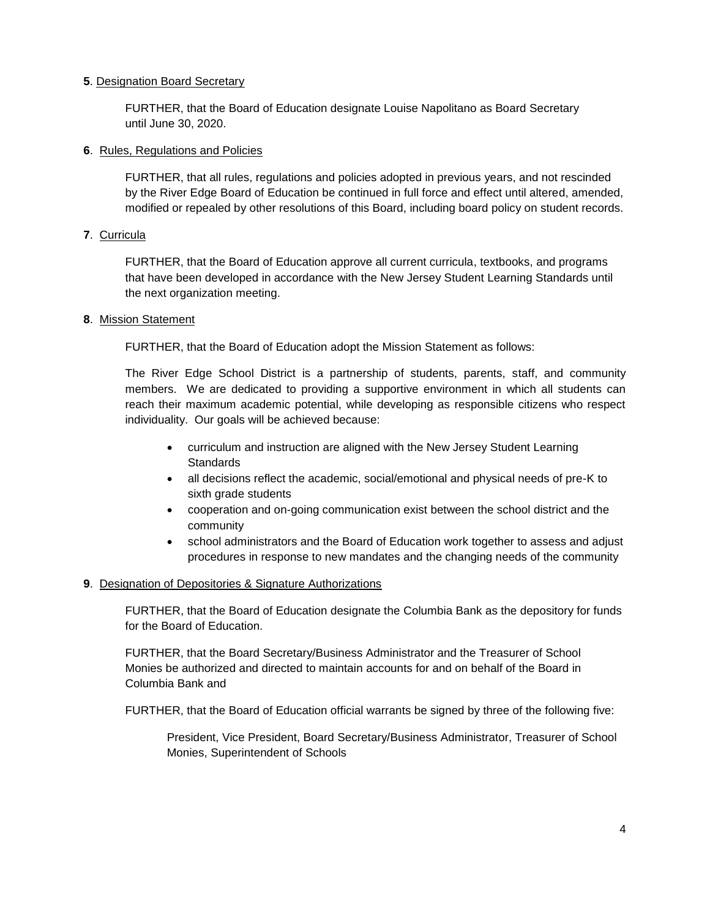**5**. Designation Board Secretary

FURTHER, that the Board of Education designate Louise Napolitano as Board Secretary until June 30, 2020.

**6**. Rules, Regulations and Policies

FURTHER, that all rules, regulations and policies adopted in previous years, and not rescinded by the River Edge Board of Education be continued in full force and effect until altered, amended, modified or repealed by other resolutions of this Board, including board policy on student records.

**7**. Curricula

FURTHER, that the Board of Education approve all current curricula, textbooks, and programs that have been developed in accordance with the New Jersey Student Learning Standards until the next organization meeting.

**8**. Mission Statement

FURTHER, that the Board of Education adopt the Mission Statement as follows:

The River Edge School District is a partnership of students, parents, staff, and community members. We are dedicated to providing a supportive environment in which all students can reach their maximum academic potential, while developing as responsible citizens who respect individuality. Our goals will be achieved because:

- curriculum and instruction are aligned with the New Jersey Student Learning Standards
- all decisions reflect the academic, social/emotional and physical needs of pre-K to sixth grade students
- cooperation and on-going communication exist between the school district and the community
- school administrators and the Board of Education work together to assess and adjust procedures in response to new mandates and the changing needs of the community

**9**. Designation of Depositories & Signature Authorizations

FURTHER, that the Board of Education designate the Columbia Bank as the depository for funds for the Board of Education.

FURTHER, that the Board Secretary/Business Administrator and the Treasurer of School Monies be authorized and directed to maintain accounts for and on behalf of the Board in Columbia Bank and

FURTHER, that the Board of Education official warrants be signed by three of the following five:

President, Vice President, Board Secretary/Business Administrator, Treasurer of School Monies, Superintendent of Schools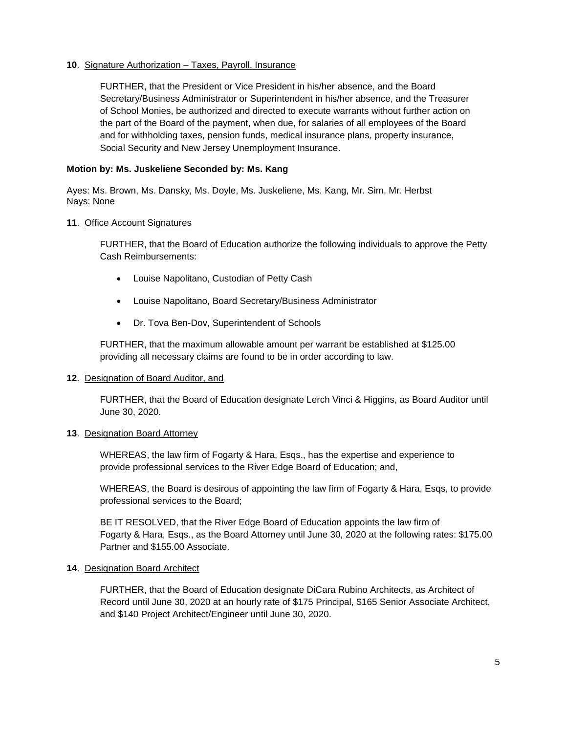**10**. Signature Authorization – Taxes, Payroll, Insurance

FURTHER, that the President or Vice President in his/her absence, and the Board Secretary/Business Administrator or Superintendent in his/her absence, and the Treasurer of School Monies, be authorized and directed to execute warrants without further action on the part of the Board of the payment, when due, for salaries of all employees of the Board and for withholding taxes, pension funds, medical insurance plans, property insurance, Social Security and New Jersey Unemployment Insurance.

**Motion by: Ms. Juskeliene Seconded by: Ms. Kang**

Ayes: Ms. Brown, Ms. Dansky, Ms. Doyle, Ms. Juskeliene, Ms. Kang, Mr. Sim, Mr. Herbst
Nays: None

**11**. Office Account Signatures

FURTHER, that the Board of Education authorize the following individuals to approve the Petty Cash Reimbursements:

- Louise Napolitano, Custodian of Petty Cash
- Louise Napolitano, Board Secretary/Business Administrator
- Dr. Tova Ben-Dov, Superintendent of Schools

FURTHER, that the maximum allowable amount per warrant be established at $125.00 providing all necessary claims are found to be in order according to law.

**12**. Designation of Board Auditor, and

FURTHER, that the Board of Education designate Lerch Vinci & Higgins, as Board Auditor until June 30, 2020.

**13**. Designation Board Attorney

WHEREAS, the law firm of Fogarty & Hara, Esqs., has the expertise and experience to provide professional services to the River Edge Board of Education; and,

WHEREAS, the Board is desirous of appointing the law firm of Fogarty & Hara, Esqs, to provide professional services to the Board;

BE IT RESOLVED, that the River Edge Board of Education appoints the law firm of Fogarty & Hara, Esqs., as the Board Attorney until June 30, 2020 at the following rates: $175.00 Partner and $155.00 Associate.

**14**. Designation Board Architect

FURTHER, that the Board of Education designate DiCara Rubino Architects, as Architect of Record until June 30, 2020 at an hourly rate of $175 Principal, $165 Senior Associate Architect, and $140 Project Architect/Engineer until June 30, 2020.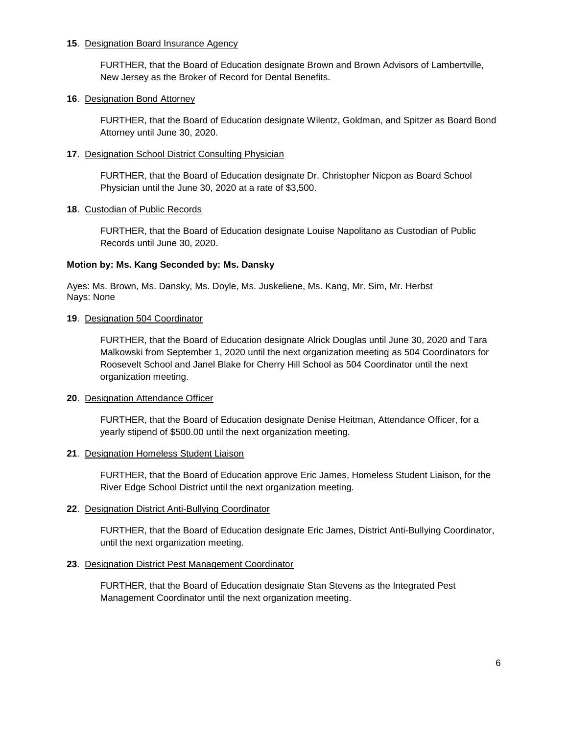**15**. Designation Board Insurance Agency

FURTHER, that the Board of Education designate Brown and Brown Advisors of Lambertville, New Jersey as the Broker of Record for Dental Benefits.

**16**. Designation Bond Attorney

FURTHER, that the Board of Education designate Wilentz, Goldman, and Spitzer as Board Bond Attorney until June 30, 2020.

**17**. Designation School District Consulting Physician

FURTHER, that the Board of Education designate Dr. Christopher Nicpon as Board School Physician until the June 30, 2020 at a rate of $3,500.

**18**. Custodian of Public Records

FURTHER, that the Board of Education designate Louise Napolitano as Custodian of Public Records until June 30, 2020.

**Motion by: Ms. Kang Seconded by: Ms. Dansky**

Ayes: Ms. Brown, Ms. Dansky, Ms. Doyle, Ms. Juskeliene, Ms. Kang, Mr. Sim, Mr. Herbst
Nays: None

**19**. Designation 504 Coordinator

FURTHER, that the Board of Education designate Alrick Douglas until June 30, 2020 and Tara Malkowski from September 1, 2020 until the next organization meeting as 504 Coordinators for Roosevelt School and Janel Blake for Cherry Hill School as 504 Coordinator until the next organization meeting.

**20**. Designation Attendance Officer

FURTHER, that the Board of Education designate Denise Heitman, Attendance Officer, for a yearly stipend of $500.00 until the next organization meeting.

**21**. Designation Homeless Student Liaison

FURTHER, that the Board of Education approve Eric James, Homeless Student Liaison, for the River Edge School District until the next organization meeting.

**22**. Designation District Anti-Bullying Coordinator

FURTHER, that the Board of Education designate Eric James, District Anti-Bullying Coordinator, until the next organization meeting.

**23**. Designation District Pest Management Coordinator

FURTHER, that the Board of Education designate Stan Stevens as the Integrated Pest Management Coordinator until the next organization meeting.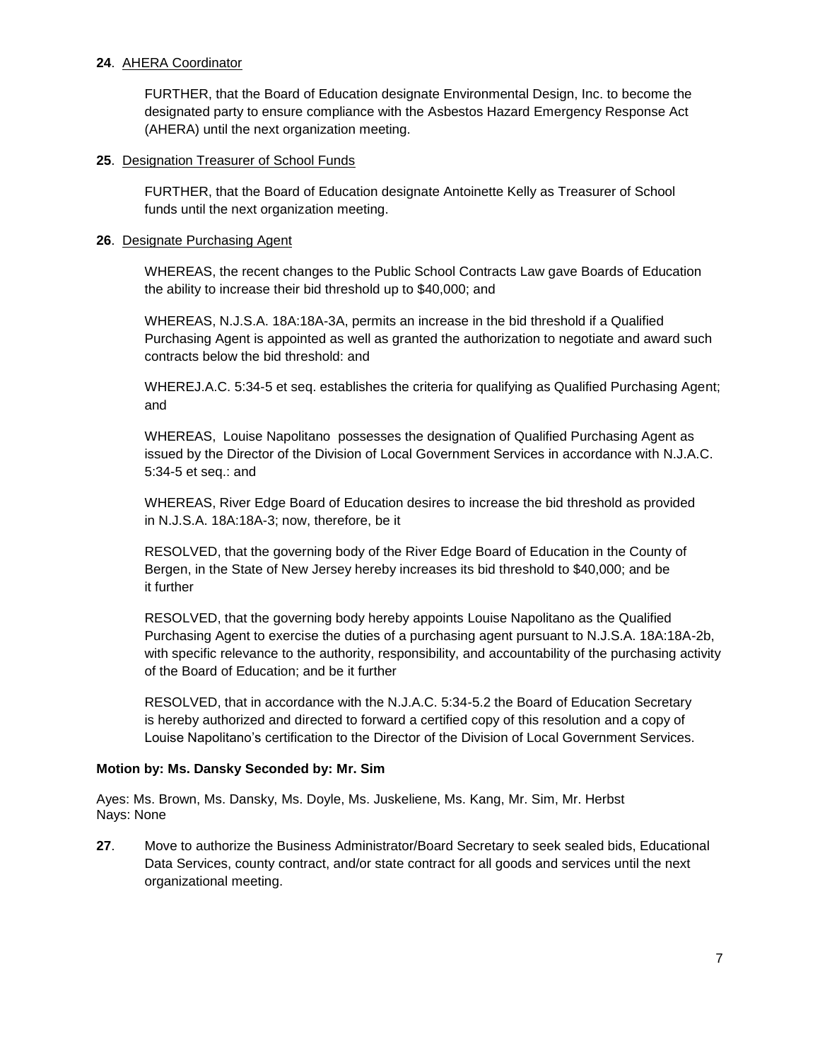**24**. AHERA Coordinator

FURTHER, that the Board of Education designate Environmental Design, Inc. to become the designated party to ensure compliance with the Asbestos Hazard Emergency Response Act (AHERA) until the next organization meeting.

**25**. Designation Treasurer of School Funds

FURTHER, that the Board of Education designate Antoinette Kelly as Treasurer of School funds until the next organization meeting.

**26**. Designate Purchasing Agent

WHEREAS, the recent changes to the Public School Contracts Law gave Boards of Education the ability to increase their bid threshold up to $40,000; and

WHEREAS, N.J.S.A. 18A:18A-3A, permits an increase in the bid threshold if a Qualified Purchasing Agent is appointed as well as granted the authorization to negotiate and award such contracts below the bid threshold: and

WHEREJ.A.C. 5:34-5 et seq. establishes the criteria for qualifying as Qualified Purchasing Agent; and

WHEREAS, Louise Napolitano possesses the designation of Qualified Purchasing Agent as issued by the Director of the Division of Local Government Services in accordance with N.J.A.C. 5:34-5 et seq.: and

WHEREAS, River Edge Board of Education desires to increase the bid threshold as provided in N.J.S.A. 18A:18A-3; now, therefore, be it

RESOLVED, that the governing body of the River Edge Board of Education in the County of Bergen, in the State of New Jersey hereby increases its bid threshold to $40,000; and be it further

RESOLVED, that the governing body hereby appoints Louise Napolitano as the Qualified Purchasing Agent to exercise the duties of a purchasing agent pursuant to N.J.S.A. 18A:18A-2b, with specific relevance to the authority, responsibility, and accountability of the purchasing activity of the Board of Education; and be it further

RESOLVED, that in accordance with the N.J.A.C. 5:34-5.2 the Board of Education Secretary is hereby authorized and directed to forward a certified copy of this resolution and a copy of Louise Napolitano's certification to the Director of the Division of Local Government Services.

**Motion by: Ms. Dansky Seconded by: Mr. Sim**

Ayes: Ms. Brown, Ms. Dansky, Ms. Doyle, Ms. Juskeliene, Ms. Kang, Mr. Sim, Mr. Herbst
Nays: None

**27**. Move to authorize the Business Administrator/Board Secretary to seek sealed bids, Educational Data Services, county contract, and/or state contract for all goods and services until the next organizational meeting.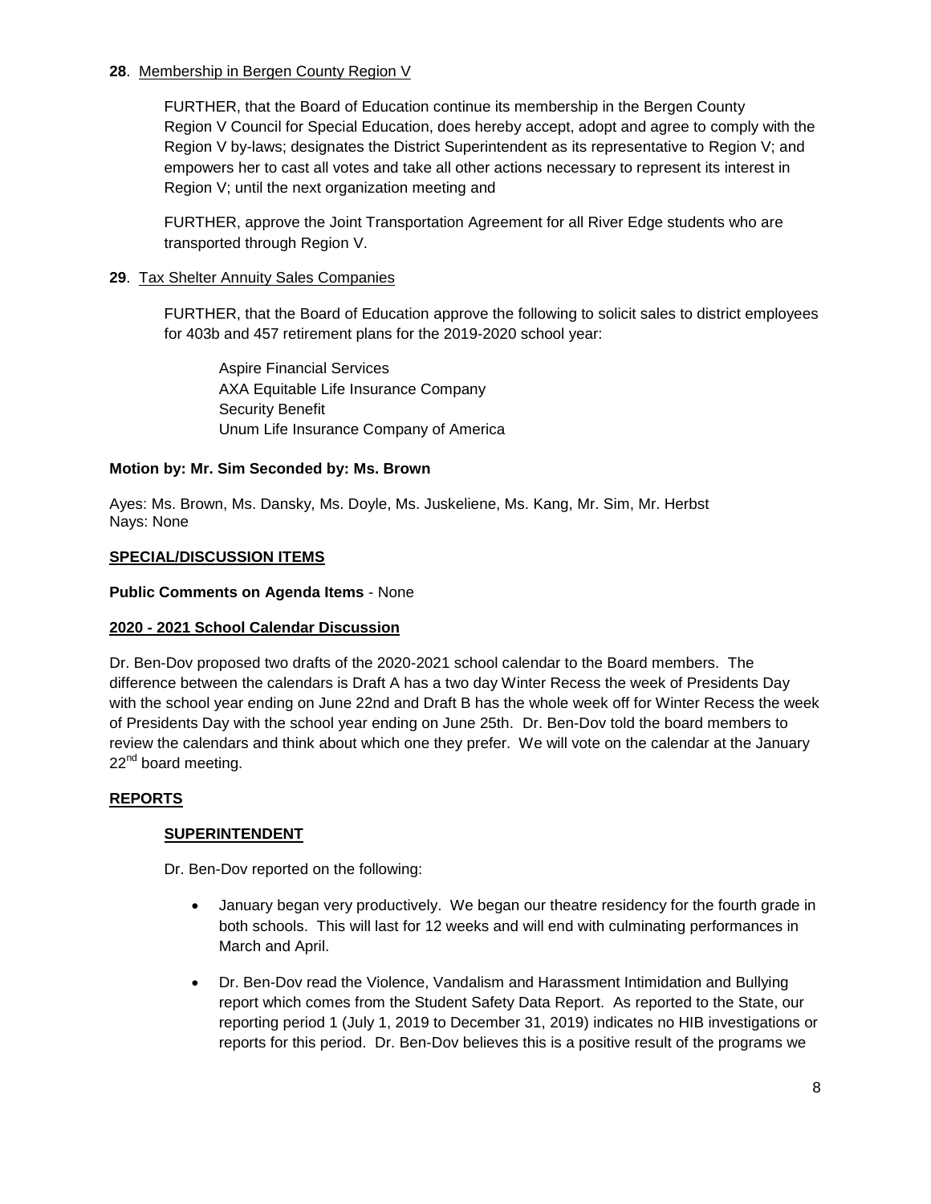**28**. <u>Membership in Bergen County Region V</u>

FURTHER, that the Board of Education continue its membership in the Bergen County Region V Council for Special Education, does hereby accept, adopt and agree to comply with the Region V by-laws; designates the District Superintendent as its representative to Region V; and empowers her to cast all votes and take all other actions necessary to represent its interest in Region V; until the next organization meeting and

FURTHER, approve the Joint Transportation Agreement for all River Edge students who are transported through Region V.

**29**. <u>Tax Shelter Annuity Sales Companies</u>

FURTHER, that the Board of Education approve the following to solicit sales to district employees for 403b and 457 retirement plans for the 2019-2020 school year:

Aspire Financial Services
AXA Equitable Life Insurance Company
Security Benefit
Unum Life Insurance Company of America

**Motion by: Mr. Sim Seconded by: Ms. Brown**

Ayes: Ms. Brown, Ms. Dansky, Ms. Doyle, Ms. Juskeliene, Ms. Kang, Mr. Sim, Mr. Herbst
Nays: None

## SPECIAL/DISCUSSION ITEMS

**Public Comments on Agenda Items** - None

**2020 - 2021 School Calendar Discussion**

Dr. Ben-Dov proposed two drafts of the 2020-2021 school calendar to the Board members. The difference between the calendars is Draft A has a two day Winter Recess the week of Presidents Day with the school year ending on June 22nd and Draft B has the whole week off for Winter Recess the week of Presidents Day with the school year ending on June 25th. Dr. Ben-Dov told the board members to review the calendars and think about which one they prefer. We will vote on the calendar at the January 22nd board meeting.

## REPORTS

### SUPERINTENDENT

Dr. Ben-Dov reported on the following:

- January began very productively. We began our theatre residency for the fourth grade in both schools. This will last for 12 weeks and will end with culminating performances in March and April.
- Dr. Ben-Dov read the Violence, Vandalism and Harassment Intimidation and Bullying report which comes from the Student Safety Data Report. As reported to the State, our reporting period 1 (July 1, 2019 to December 31, 2019) indicates no HIB investigations or reports for this period. Dr. Ben-Dov believes this is a positive result of the programs we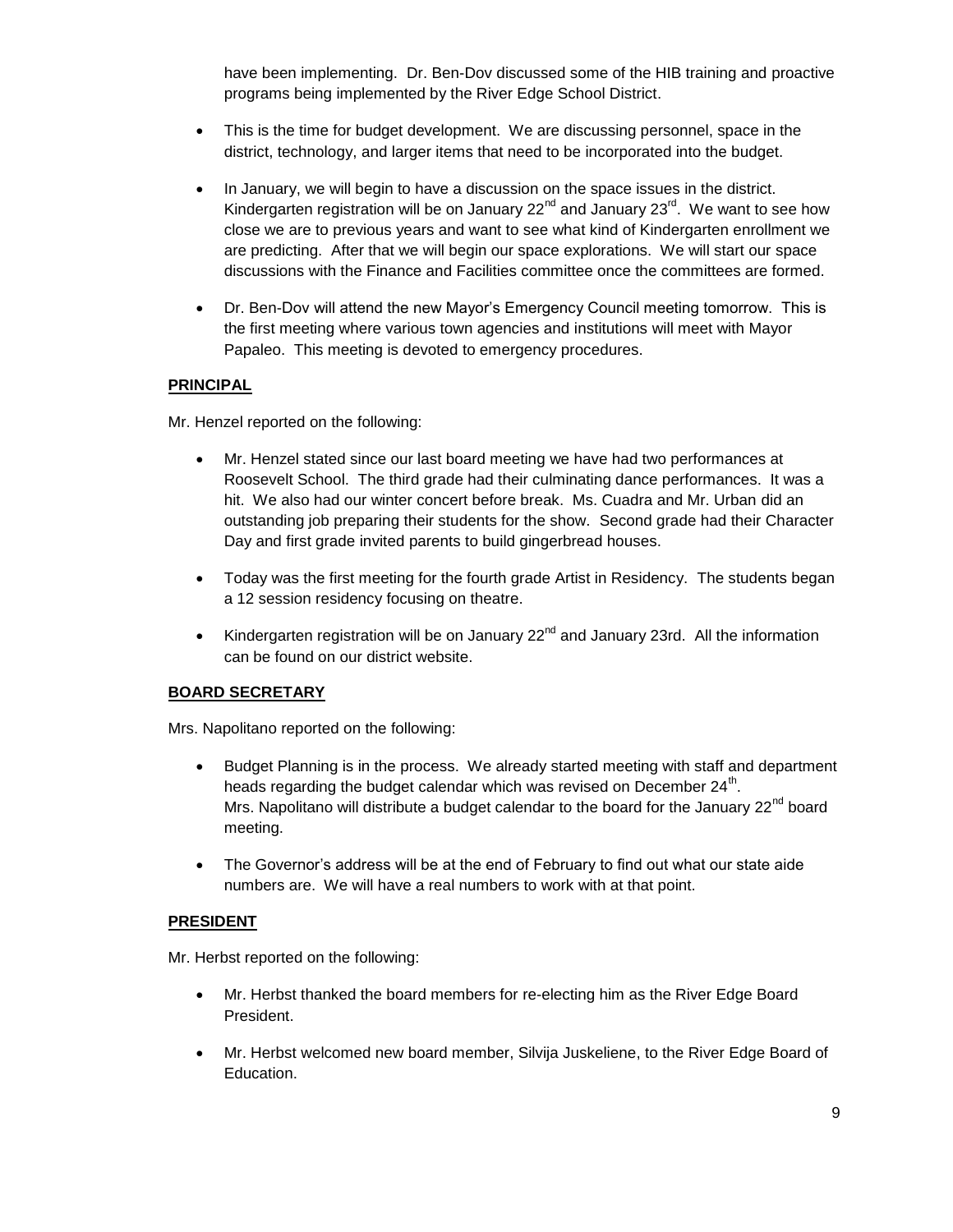have been implementing. Dr. Ben-Dov discussed some of the HIB training and proactive programs being implemented by the River Edge School District.

- This is the time for budget development. We are discussing personnel, space in the district, technology, and larger items that need to be incorporated into the budget.
- In January, we will begin to have a discussion on the space issues in the district. Kindergarten registration will be on January 22nd and January 23rd. We want to see how close we are to previous years and want to see what kind of Kindergarten enrollment we are predicting. After that we will begin our space explorations. We will start our space discussions with the Finance and Facilities committee once the committees are formed.
- Dr. Ben-Dov will attend the new Mayor's Emergency Council meeting tomorrow. This is the first meeting where various town agencies and institutions will meet with Mayor Papaleo. This meeting is devoted to emergency procedures.

**PRINCIPAL**

Mr. Henzel reported on the following:

- Mr. Henzel stated since our last board meeting we have had two performances at Roosevelt School. The third grade had their culminating dance performances. It was a hit. We also had our winter concert before break. Ms. Cuadra and Mr. Urban did an outstanding job preparing their students for the show. Second grade had their Character Day and first grade invited parents to build gingerbread houses.
- Today was the first meeting for the fourth grade Artist in Residency. The students began a 12 session residency focusing on theatre.
- Kindergarten registration will be on January 22nd and January 23rd. All the information can be found on our district website.

**BOARD SECRETARY**

Mrs. Napolitano reported on the following:

- Budget Planning is in the process. We already started meeting with staff and department heads regarding the budget calendar which was revised on December 24th. Mrs. Napolitano will distribute a budget calendar to the board for the January 22nd board meeting.
- The Governor's address will be at the end of February to find out what our state aide numbers are. We will have a real numbers to work with at that point.

**PRESIDENT**

Mr. Herbst reported on the following:

- Mr. Herbst thanked the board members for re-electing him as the River Edge Board President.
- Mr. Herbst welcomed new board member, Silvija Juskeliene, to the River Edge Board of Education.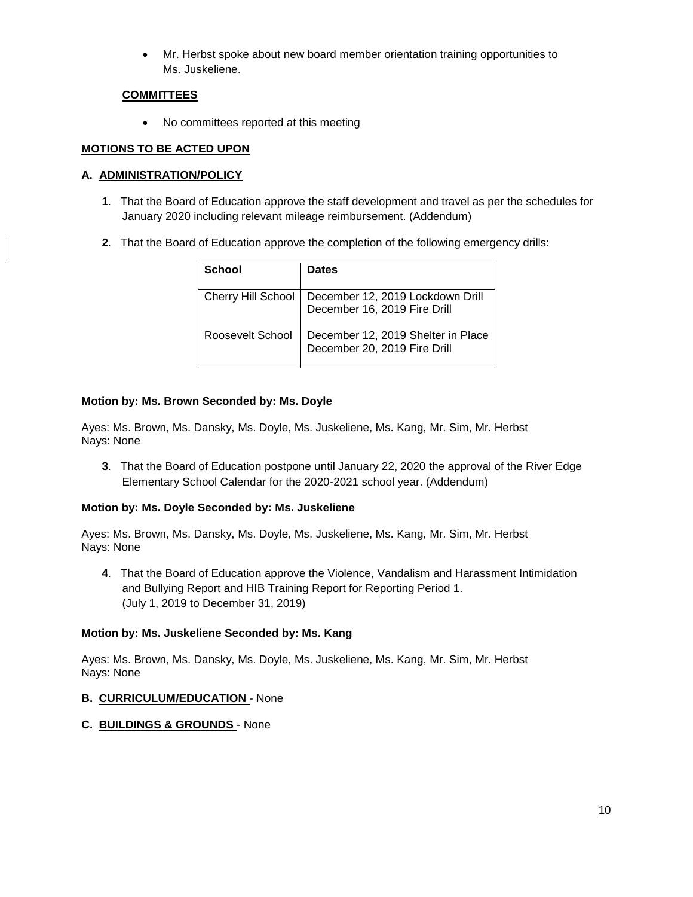- Mr. Herbst spoke about new board member orientation training opportunities to Ms. Juskeliene.

**COMMITTEES**

- No committees reported at this meeting

**MOTIONS TO BE ACTED UPON**

**A. ADMINISTRATION/POLICY**

**1**. That the Board of Education approve the staff development and travel as per the schedules for January 2020 including relevant mileage reimbursement. (Addendum)

**2**. That the Board of Education approve the completion of the following emergency drills:

| School | Dates |
| --- | --- |
| Cherry Hill School | December 12, 2019 Lockdown Drill<br>December 16, 2019 Fire Drill |
| Roosevelt School | December 12, 2019 Shelter in Place<br>December 20, 2019 Fire Drill |

**Motion by: Ms. Brown Seconded by: Ms. Doyle**

Ayes: Ms. Brown, Ms. Dansky, Ms. Doyle, Ms. Juskeliene, Ms. Kang, Mr. Sim, Mr. Herbst
Nays: None

**3**. That the Board of Education postpone until January 22, 2020 the approval of the River Edge Elementary School Calendar for the 2020-2021 school year. (Addendum)

**Motion by: Ms. Doyle Seconded by: Ms. Juskeliene**

Ayes: Ms. Brown, Ms. Dansky, Ms. Doyle, Ms. Juskeliene, Ms. Kang, Mr. Sim, Mr. Herbst
Nays: None

**4**. That the Board of Education approve the Violence, Vandalism and Harassment Intimidation and Bullying Report and HIB Training Report for Reporting Period 1. (July 1, 2019 to December 31, 2019)

**Motion by: Ms. Juskeliene Seconded by: Ms. Kang**

Ayes: Ms. Brown, Ms. Dansky, Ms. Doyle, Ms. Juskeliene, Ms. Kang, Mr. Sim, Mr. Herbst
Nays: None

**B. CURRICULUM/EDUCATION** - None

**C. BUILDINGS & GROUNDS** - None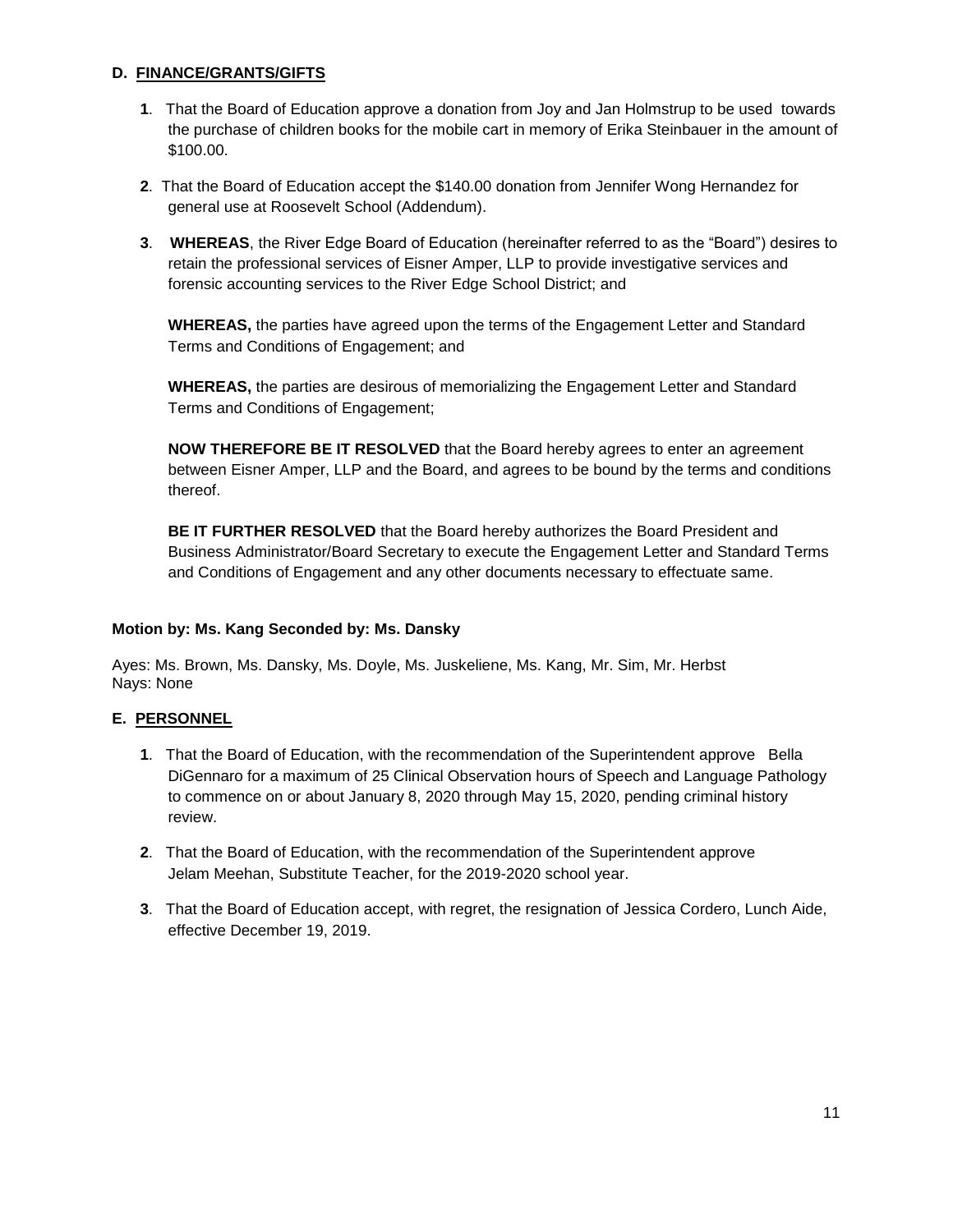## D. FINANCE/GRANTS/GIFTS

**1**. That the Board of Education approve a donation from Joy and Jan Holmstrup to be used towards the purchase of children books for the mobile cart in memory of Erika Steinbauer in the amount of $100.00.

**2**. That the Board of Education accept the $140.00 donation from Jennifer Wong Hernandez for general use at Roosevelt School (Addendum).

**3**. **WHEREAS**, the River Edge Board of Education (hereinafter referred to as the "Board") desires to retain the professional services of Eisner Amper, LLP to provide investigative services and forensic accounting services to the River Edge School District; and

**WHEREAS,** the parties have agreed upon the terms of the Engagement Letter and Standard Terms and Conditions of Engagement; and

**WHEREAS,** the parties are desirous of memorializing the Engagement Letter and Standard Terms and Conditions of Engagement;

**NOW THEREFORE BE IT RESOLVED** that the Board hereby agrees to enter an agreement between Eisner Amper, LLP and the Board, and agrees to be bound by the terms and conditions thereof.

**BE IT FURTHER RESOLVED** that the Board hereby authorizes the Board President and Business Administrator/Board Secretary to execute the Engagement Letter and Standard Terms and Conditions of Engagement and any other documents necessary to effectuate same.

**Motion by: Ms. Kang Seconded by: Ms. Dansky**

Ayes: Ms. Brown, Ms. Dansky, Ms. Doyle, Ms. Juskeliene, Ms. Kang, Mr. Sim, Mr. Herbst
Nays: None

## E. PERSONNEL

**1**. That the Board of Education, with the recommendation of the Superintendent approve Bella DiGennaro for a maximum of 25 Clinical Observation hours of Speech and Language Pathology to commence on or about January 8, 2020 through May 15, 2020, pending criminal history review.

**2**. That the Board of Education, with the recommendation of the Superintendent approve Jelam Meehan, Substitute Teacher, for the 2019-2020 school year.

**3**. That the Board of Education accept, with regret, the resignation of Jessica Cordero, Lunch Aide, effective December 19, 2019.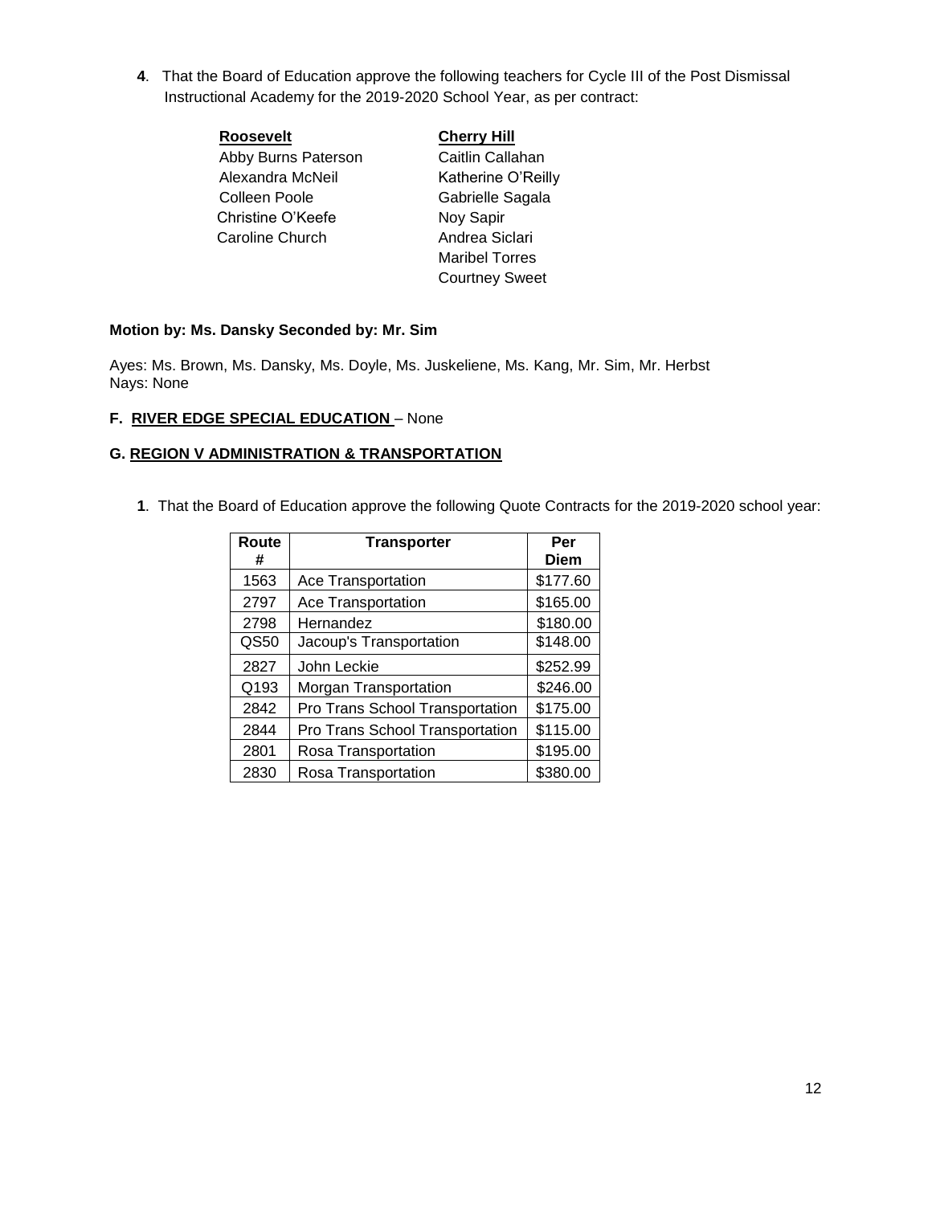**4**. That the Board of Education approve the following teachers for Cycle III of the Post Dismissal Instructional Academy for the 2019-2020 School Year, as per contract:

| **Roosevelt** | **Cherry Hill** |
|---|---|
| Abby Burns Paterson | Caitlin Callahan |
| Alexandra McNeil | Katherine O'Reilly |
| Colleen Poole | Gabrielle Sagala |
| Christine O'Keefe | Noy Sapir |
| Caroline Church | Andrea Siclari |
| | Maribel Torres |
| | Courtney Sweet |

**Motion by: Ms. Dansky Seconded by: Mr. Sim**

Ayes: Ms. Brown, Ms. Dansky, Ms. Doyle, Ms. Juskeliene, Ms. Kang, Mr. Sim, Mr. Herbst
Nays: None

**F. RIVER EDGE SPECIAL EDUCATION** – None

**G. REGION V ADMINISTRATION & TRANSPORTATION**

**1**. That the Board of Education approve the following Quote Contracts for the 2019-2020 school year:

| Route # | Transporter | Per Diem |
|---|---|---|
| 1563 | Ace Transportation | $177.60 |
| 2797 | Ace Transportation | $165.00 |
| 2798 | Hernandez | $180.00 |
| QS50 | Jacoup's Transportation | $148.00 |
| 2827 | John Leckie | $252.99 |
| Q193 | Morgan Transportation | $246.00 |
| 2842 | Pro Trans School Transportation | $175.00 |
| 2844 | Pro Trans School Transportation | $115.00 |
| 2801 | Rosa Transportation | $195.00 |
| 2830 | Rosa Transportation | $380.00 |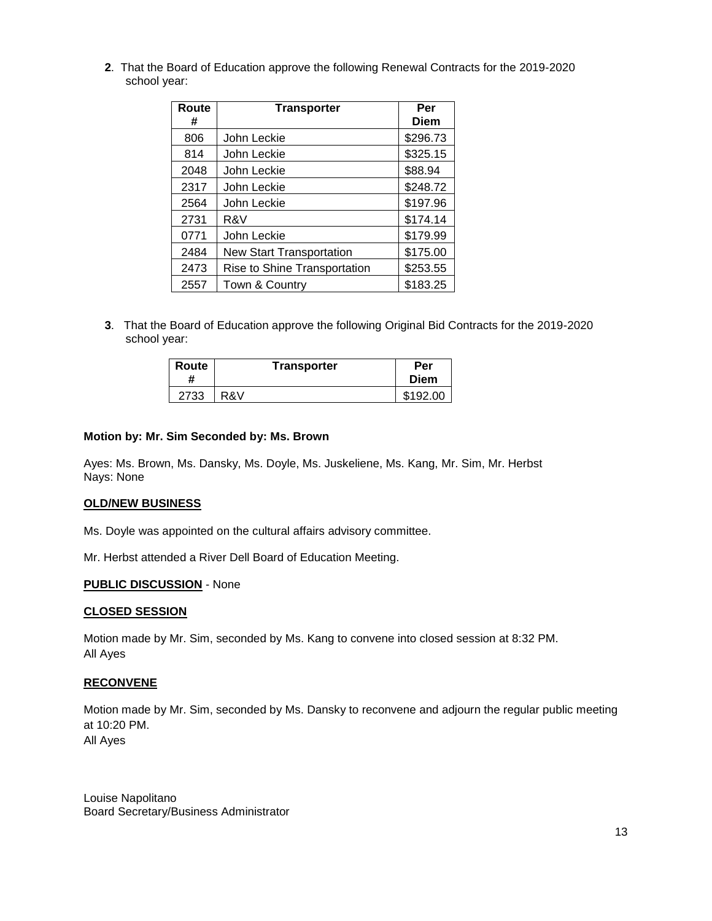**2**. That the Board of Education approve the following Renewal Contracts for the 2019-2020 school year:

| Route # | Transporter | Per Diem |
|---|---|---|
| 806 | John Leckie | $296.73 |
| 814 | John Leckie | $325.15 |
| 2048 | John Leckie | $88.94 |
| 2317 | John Leckie | $248.72 |
| 2564 | John Leckie | $197.96 |
| 2731 | R&V | $174.14 |
| 0771 | John Leckie | $179.99 |
| 2484 | New Start Transportation | $175.00 |
| 2473 | Rise to Shine Transportation | $253.55 |
| 2557 | Town & Country | $183.25 |

**3**. That the Board of Education approve the following Original Bid Contracts for the 2019-2020 school year:

| Route # | Transporter | Per Diem |
|---|---|---|
| 2733 | R&V | $192.00 |

**Motion by: Mr. Sim Seconded by: Ms. Brown**

Ayes: Ms. Brown, Ms. Dansky, Ms. Doyle, Ms. Juskeliene, Ms. Kang, Mr. Sim, Mr. Herbst
Nays: None

**OLD/NEW BUSINESS**

Ms. Doyle was appointed on the cultural affairs advisory committee.

Mr. Herbst attended a River Dell Board of Education Meeting.

**PUBLIC DISCUSSION** - None

**CLOSED SESSION**

Motion made by Mr. Sim, seconded by Ms. Kang to convene into closed session at 8:32 PM.
All Ayes

**RECONVENE**

Motion made by Mr. Sim, seconded by Ms. Dansky to reconvene and adjourn the regular public meeting at 10:20 PM.
All Ayes

Louise Napolitano
Board Secretary/Business Administrator